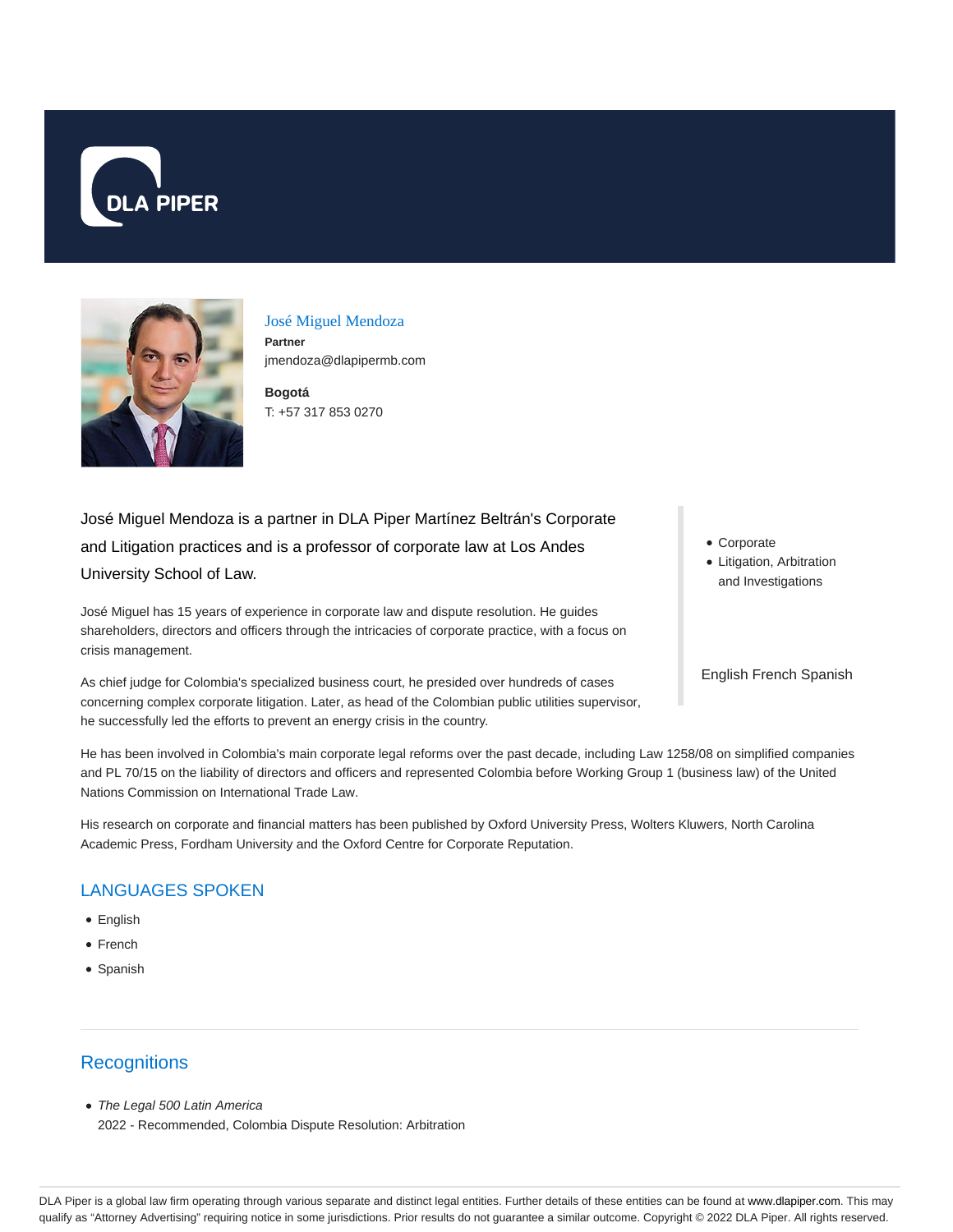DLA PIPER

# José Miguel Mendoza

**Partner**
jmendoza@dlapipermb.com

**Bogotá**
T: +57 317 853 0270

José Miguel Mendoza is a partner in DLA Piper Martínez Beltrán's Corporate and Litigation practices and is a professor of corporate law at Los Andes University School of Law.

- Corporate
- Litigation, Arbitration and Investigations

English French Spanish

José Miguel has 15 years of experience in corporate law and dispute resolution. He guides shareholders, directors and officers through the intricacies of corporate practice, with a focus on crisis management.

As chief judge for Colombia's specialized business court, he presided over hundreds of cases concerning complex corporate litigation. Later, as head of the Colombian public utilities supervisor, he successfully led the efforts to prevent an energy crisis in the country.

He has been involved in Colombia's main corporate legal reforms over the past decade, including Law 1258/08 on simplified companies and PL 70/15 on the liability of directors and officers and represented Colombia before Working Group 1 (business law) of the United Nations Commission on International Trade Law.

His research on corporate and financial matters has been published by Oxford University Press, Wolters Kluwers, North Carolina Academic Press, Fordham University and the Oxford Centre for Corporate Reputation.

## LANGUAGES SPOKEN

- English
- French
- Spanish

## Recognitions

- *The Legal 500 Latin America*
  2022 - Recommended, Colombia Dispute Resolution: Arbitration

DLA Piper is a global law firm operating through various separate and distinct legal entities. Further details of these entities can be found at www.dlapiper.com. This may qualify as "Attorney Advertising" requiring notice in some jurisdictions. Prior results do not guarantee a similar outcome. Copyright © 2022 DLA Piper. All rights reserved.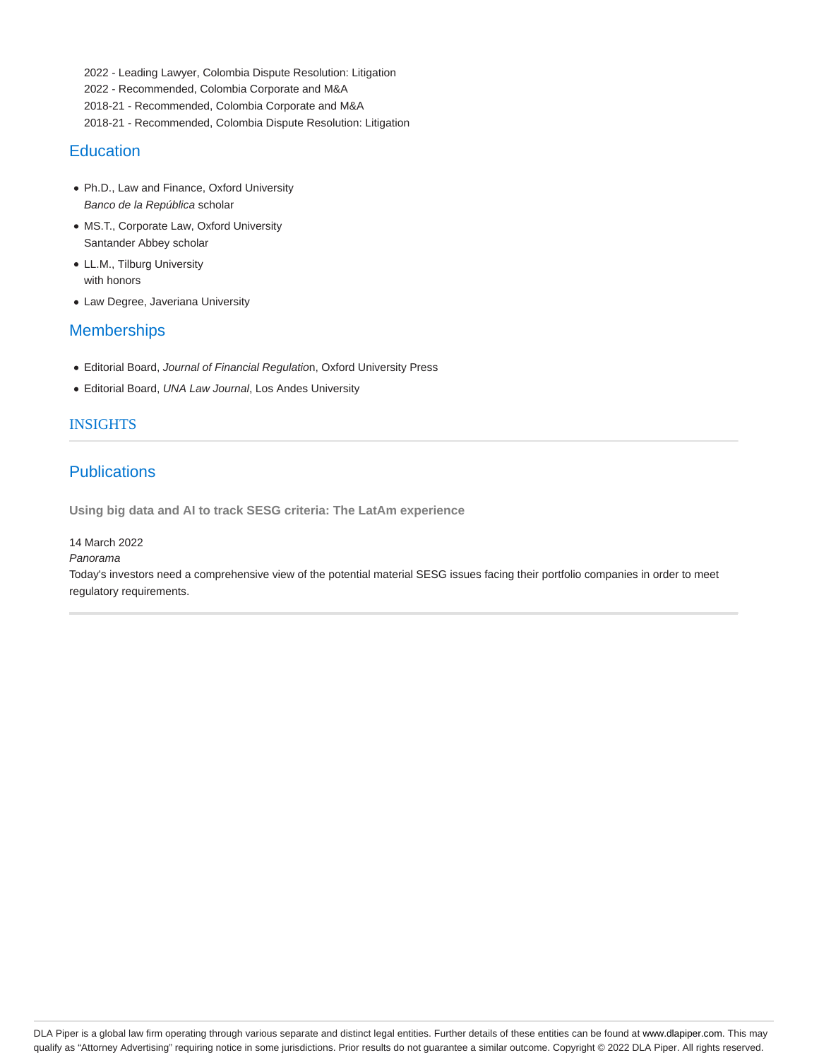2022 - Leading Lawyer, Colombia Dispute Resolution: Litigation
2022 - Recommended, Colombia Corporate and M&A
2018-21 - Recommended, Colombia Corporate and M&A
2018-21 - Recommended, Colombia Dispute Resolution: Litigation

## Education

- Ph.D., Law and Finance, Oxford University
  *Banco de la República* scholar
- MS.T., Corporate Law, Oxford University
  Santander Abbey scholar
- LL.M., Tilburg University
  with honors
- Law Degree, Javeriana University

## Memberships

- Editorial Board, *Journal of Financial Regulatio*n, Oxford University Press
- Editorial Board, *UNA Law Journal*, Los Andes University

## INSIGHTS

## Publications

**Using big data and AI to track SESG criteria: The LatAm experience**

14 March 2022
*Panorama*
Today's investors need a comprehensive view of the potential material SESG issues facing their portfolio companies in order to meet regulatory requirements.

DLA Piper is a global law firm operating through various separate and distinct legal entities. Further details of these entities can be found at www.dlapiper.com. This may qualify as "Attorney Advertising" requiring notice in some jurisdictions. Prior results do not guarantee a similar outcome. Copyright © 2022 DLA Piper. All rights reserved.